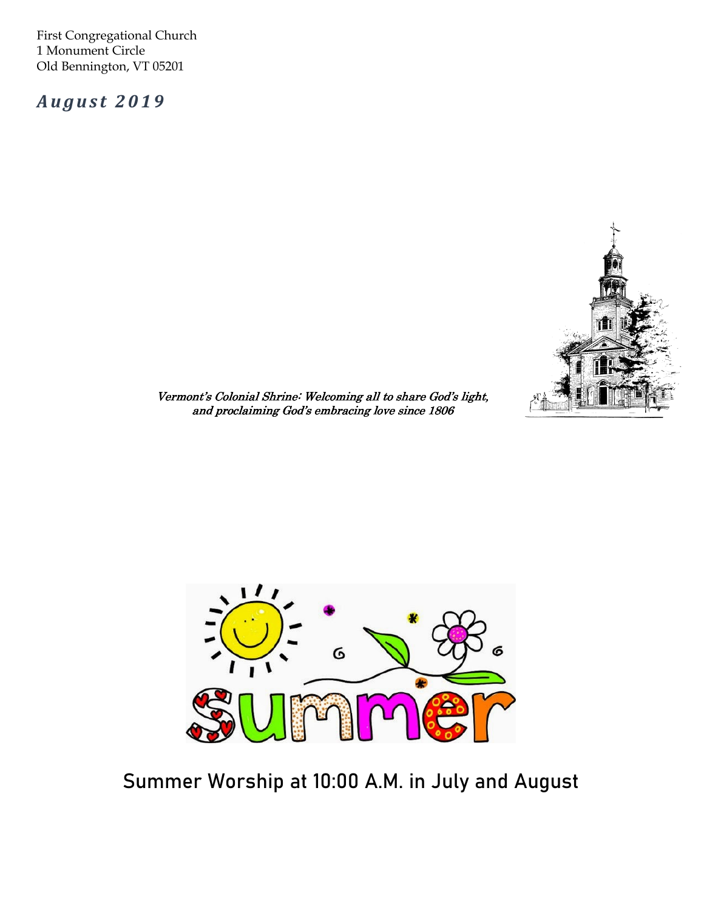First Congregational Church
1 Monument Circle
Old Bennington, VT 05201

***August 2019***

*Vermont's Colonial Shrine: Welcoming all to share God's light, and proclaiming God's embracing love since 1806*

## Summer Worship at 10:00 A.M. in July and August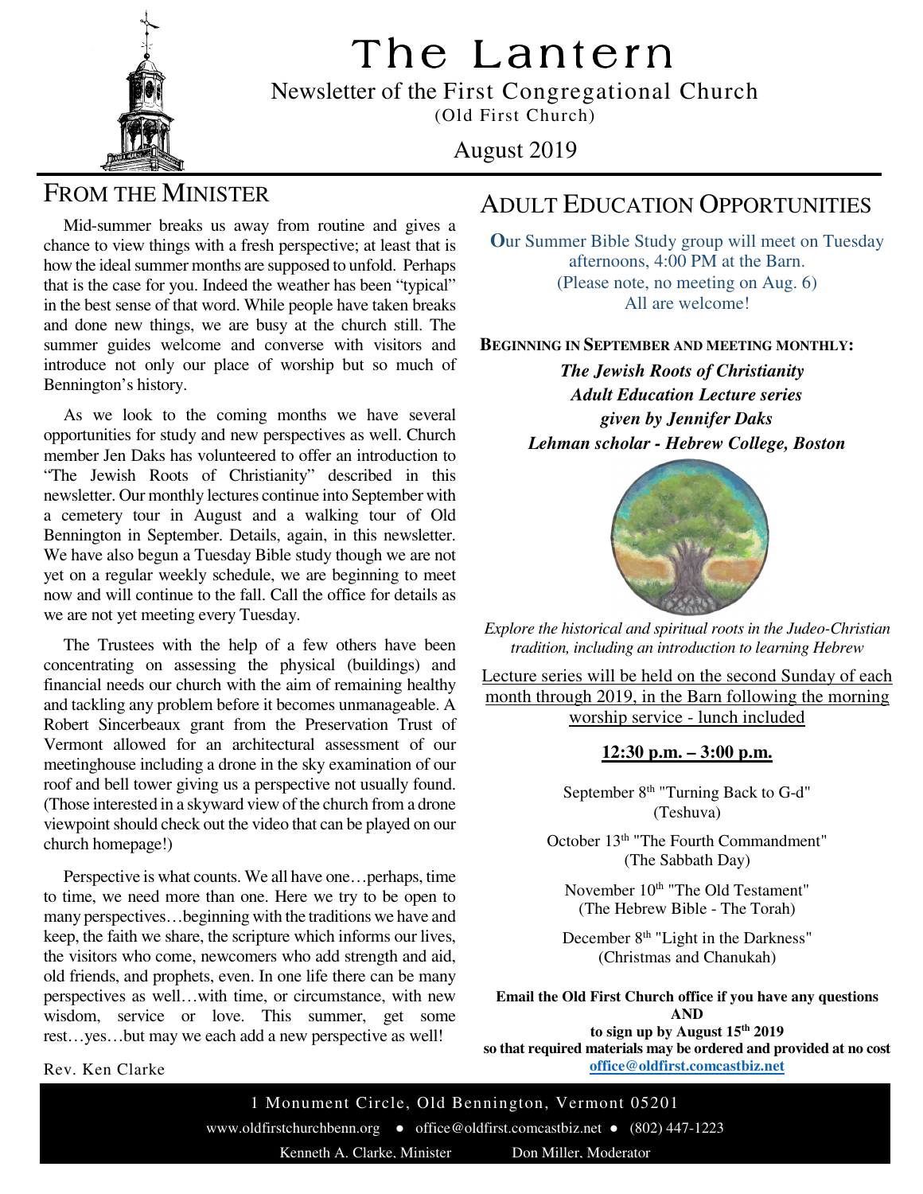# The Lantern

Newsletter of the First Congregational Church
(Old First Church)

August 2019

## From the Minister

Mid-summer breaks us away from routine and gives a chance to view things with a fresh perspective; at least that is how the ideal summer months are supposed to unfold. Perhaps that is the case for you. Indeed the weather has been "typical" in the best sense of that word. While people have taken breaks and done new things, we are busy at the church still. The summer guides welcome and converse with visitors and introduce not only our place of worship but so much of Bennington's history.

As we look to the coming months we have several opportunities for study and new perspectives as well. Church member Jen Daks has volunteered to offer an introduction to "The Jewish Roots of Christianity" described in this newsletter. Our monthly lectures continue into September with a cemetery tour in August and a walking tour of Old Bennington in September. Details, again, in this newsletter. We have also begun a Tuesday Bible study though we are not yet on a regular weekly schedule, we are beginning to meet now and will continue to the fall. Call the office for details as we are not yet meeting every Tuesday.

The Trustees with the help of a few others have been concentrating on assessing the physical (buildings) and financial needs our church with the aim of remaining healthy and tackling any problem before it becomes unmanageable. A Robert Sincerbeaux grant from the Preservation Trust of Vermont allowed for an architectural assessment of our meetinghouse including a drone in the sky examination of our roof and bell tower giving us a perspective not usually found. (Those interested in a skyward view of the church from a drone viewpoint should check out the video that can be played on our church homepage!)

Perspective is what counts. We all have one…perhaps, time to time, we need more than one. Here we try to be open to many perspectives…beginning with the traditions we have and keep, the faith we share, the scripture which informs our lives, the visitors who come, newcomers who add strength and aid, old friends, and prophets, even. In one life there can be many perspectives as well…with time, or circumstance, with new wisdom, service or love. This summer, get some rest…yes…but may we each add a new perspective as well!

Rev. Ken Clarke

## Adult Education Opportunities

Our Summer Bible Study group will meet on Tuesday afternoons, 4:00 PM at the Barn.
(Please note, no meeting on Aug. 6)
All are welcome!

**Beginning in September and meeting monthly:**

***The Jewish Roots of Christianity***
***Adult Education Lecture series***
***given by Jennifer Daks***
***Lehman scholar - Hebrew College, Boston***

*Explore the historical and spiritual roots in the Judeo-Christian tradition, including an introduction to learning Hebrew*

Lecture series will be held on the second Sunday of each month through 2019, in the Barn following the morning worship service - lunch included

**12:30 p.m. – 3:00 p.m.**

September 8th "Turning Back to G-d" (Teshuva)

October 13th "The Fourth Commandment" (The Sabbath Day)

November 10th "The Old Testament" (The Hebrew Bible - The Torah)

December 8th "Light in the Darkness" (Christmas and Chanukah)

**Email the Old First Church office if you have any questions AND to sign up by August 15th 2019 so that required materials may be ordered and provided at no cost**
**office@oldfirst.comcastbiz.net**

1 Monument Circle, Old Bennington, Vermont 05201
www.oldfirstchurchbenn.org • office@oldfirst.comcastbiz.net • (802) 447-1223
Kenneth A. Clarke, Minister    Don Miller, Moderator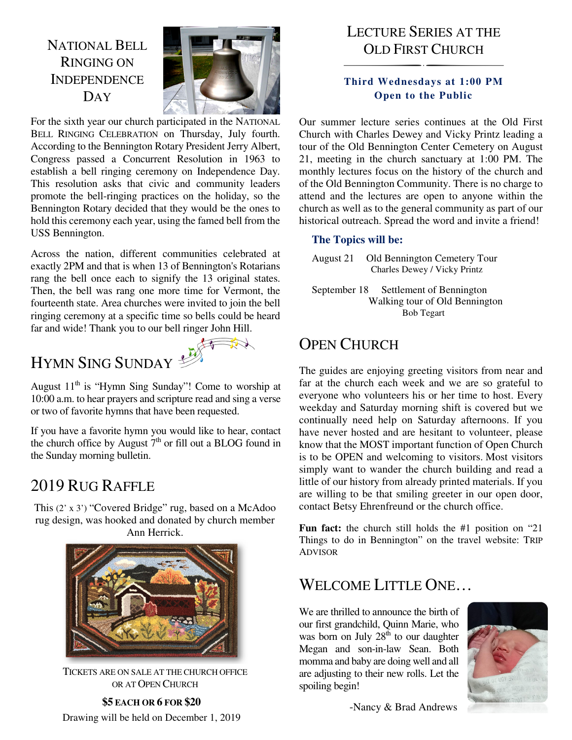## National Bell Ringing on Independence Day

For the sixth year our church participated in the National Bell Ringing Celebration on Thursday, July fourth. According to the Bennington Rotary President Jerry Albert, Congress passed a Concurrent Resolution in 1963 to establish a bell ringing ceremony on Independence Day. This resolution asks that civic and community leaders promote the bell-ringing practices on the holiday, so the Bennington Rotary decided that they would be the ones to hold this ceremony each year, using the famed bell from the USS Bennington.

Across the nation, different communities celebrated at exactly 2PM and that is when 13 of Bennington's Rotarians rang the bell once each to signify the 13 original states. Then, the bell was rang one more time for Vermont, the fourteenth state. Area churches were invited to join the bell ringing ceremony at a specific time so bells could be heard far and wide! Thank you to our bell ringer John Hill.

## Hymn Sing Sunday

August 11th is "Hymn Sing Sunday"! Come to worship at 10:00 a.m. to hear prayers and scripture read and sing a verse or two of favorite hymns that have been requested.

If you have a favorite hymn you would like to hear, contact the church office by August 7th or fill out a BLOG found in the Sunday morning bulletin.

## 2019 Rug Raffle

This (2' x 3') "Covered Bridge" rug, based on a McAdoo rug design, was hooked and donated by church member Ann Herrick.

Tickets are on sale at the church office or at Open Church

**$5 each or 6 for $20**

Drawing will be held on December 1, 2019

## Lecture Series at the Old First Church

**Third Wednesdays at 1:00 PM**
**Open to the Public**

Our summer lecture series continues at the Old First Church with Charles Dewey and Vicky Printz leading a tour of the Old Bennington Center Cemetery on August 21, meeting in the church sanctuary at 1:00 PM. The monthly lectures focus on the history of the church and of the Old Bennington Community. There is no charge to attend and the lectures are open to anyone within the church as well as to the general community as part of our historical outreach. Spread the word and invite a friend!

**The Topics will be:**

August 21 Old Bennington Cemetery Tour
Charles Dewey / Vicky Printz

September 18 Settlement of Bennington
Walking tour of Old Bennington
Bob Tegart

## Open Church

The guides are enjoying greeting visitors from near and far at the church each week and we are so grateful to everyone who volunteers his or her time to host. Every weekday and Saturday morning shift is covered but we continually need help on Saturday afternoons. If you have never hosted and are hesitant to volunteer, please know that the MOST important function of Open Church is to be OPEN and welcoming to visitors. Most visitors simply want to wander the church building and read a little of our history from already printed materials. If you are willing to be that smiling greeter in our open door, contact Betsy Ehrenfreund or the church office.

**Fun fact:** the church still holds the #1 position on "21 Things to do in Bennington" on the travel website: Trip Advisor

## Welcome Little One…

We are thrilled to announce the birth of our first grandchild, Quinn Marie, who was born on July 28th to our daughter Megan and son-in-law Sean. Both momma and baby are doing well and all are adjusting to their new rolls. Let the spoiling begin!

-Nancy & Brad Andrews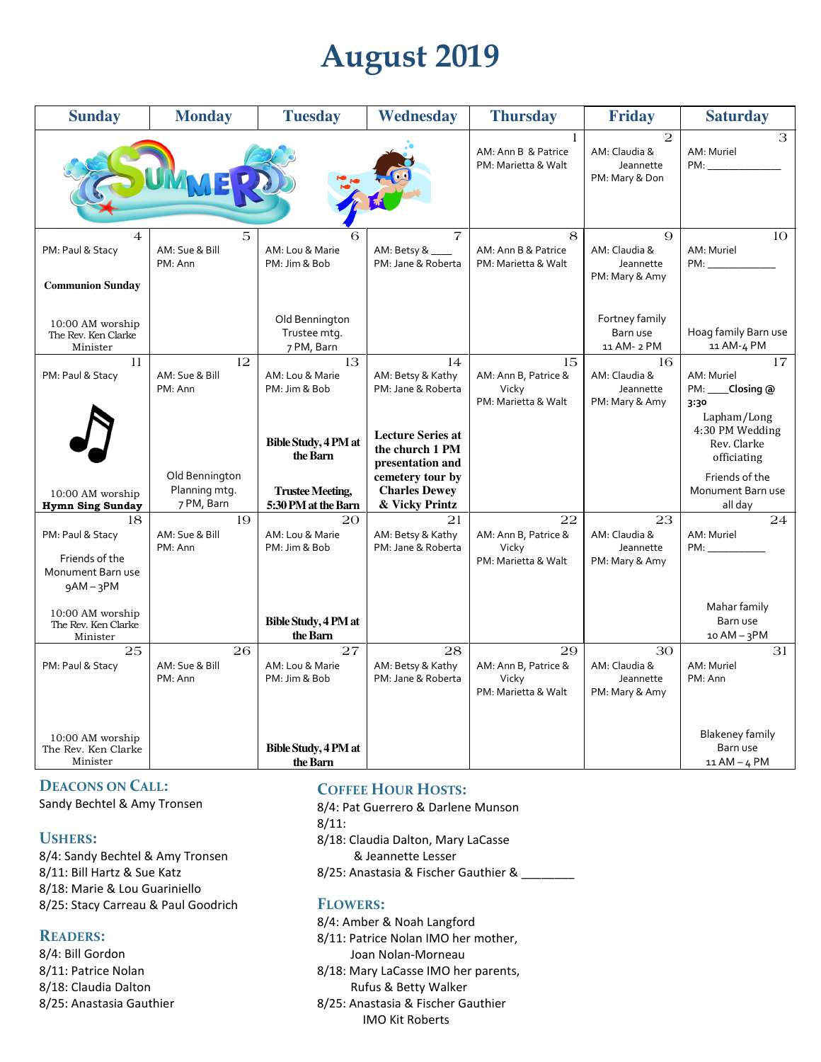# August 2019

| Sunday | Monday | Tuesday | Wednesday | Thursday | Friday | Saturday |
|---|---|---|---|---|---|---|
| | | | | 1<br>AM: Ann B & Patrice<br>PM: Marietta & Walt | 2<br>AM: Claudia & Jeannette<br>PM: Mary & Don | 3<br>AM: Muriel<br>PM: ____________ |
| 4<br>PM: Paul & Stacy<br>**Communion Sunday**<br>10:00 AM worship<br>The Rev. Ken Clarke<br>Minister | 5<br>AM: Sue & Bill<br>PM: Ann | 6<br>AM: Lou & Marie<br>PM: Jim & Bob<br>Old Bennington Trustee mtg.<br>7 PM, Barn | 7<br>AM: Betsy & ____<br>PM: Jane & Roberta | 8<br>AM: Ann B & Patrice<br>PM: Marietta & Walt | 9<br>AM: Claudia & Jeannette<br>PM: Mary & Amy<br>Fortney family Barn use<br>11 AM- 2 PM | 10<br>AM: Muriel<br>PM: ___________<br>Hoag family Barn use<br>11 AM-4 PM |
| 11<br>PM: Paul & Stacy<br>10:00 AM worship<br>**Hymn Sing Sunday** | 12<br>AM: Sue & Bill<br>PM: Ann<br>Old Bennington Planning mtg.<br>7 PM, Barn | 13<br>AM: Lou & Marie<br>PM: Jim & Bob<br>**Bible Study, 4 PM at the Barn**<br>**Trustee Meeting, 5:30 PM at the Barn** | 14<br>AM: Betsy & Kathy<br>PM: Jane & Roberta<br>**Lecture Series at the church 1 PM presentation and cemetery tour by Charles Dewey & Vicky Printz** | 15<br>AM: Ann B, Patrice & Vicky<br>PM: Marietta & Walt | 16<br>AM: Claudia & Jeannette<br>PM: Mary & Amy | 17<br>AM: Muriel<br>PM: ___**Closing @ 3:30**<br>Lapham/Long 4:30 PM Wedding Rev. Clarke officiating<br>Friends of the Monument Barn use all day |
| 18<br>PM: Paul & Stacy<br>Friends of the Monument Barn use<br>9AM – 3PM<br>10:00 AM worship<br>The Rev. Ken Clarke<br>Minister | 19<br>AM: Sue & Bill<br>PM: Ann | 20<br>AM: Lou & Marie<br>PM: Jim & Bob<br>**Bible Study, 4 PM at the Barn** | 21<br>AM: Betsy & Kathy<br>PM: Jane & Roberta | 22<br>AM: Ann B, Patrice & Vicky<br>PM: Marietta & Walt | 23<br>AM: Claudia & Jeannette<br>PM: Mary & Amy | 24<br>AM: Muriel<br>PM: __________<br>Mahar family Barn use<br>10 AM – 3PM |
| 25<br>PM: Paul & Stacy<br>10:00 AM worship<br>The Rev. Ken Clarke<br>Minister | 26<br>AM: Sue & Bill<br>PM: Ann | 27<br>AM: Lou & Marie<br>PM: Jim & Bob<br>**Bible Study, 4 PM at the Barn** | 28<br>AM: Betsy & Kathy<br>PM: Jane & Roberta | 29<br>AM: Ann B, Patrice & Vicky<br>PM: Marietta & Walt | 30<br>AM: Claudia & Jeannette<br>PM: Mary & Amy | 31<br>AM: Muriel<br>PM: Ann<br>Blakeney family Barn use<br>11 AM – 4 PM |

## Deacons on Call:
Sandy Bechtel & Amy Tronsen

## Ushers:
8/4: Sandy Bechtel & Amy Tronsen
8/11: Bill Hartz & Sue Katz
8/18: Marie & Lou Guariniello
8/25: Stacy Carreau & Paul Goodrich

## Readers:
8/4: Bill Gordon
8/11: Patrice Nolan
8/18: Claudia Dalton
8/25: Anastasia Gauthier

## Coffee Hour Hosts:
8/4: Pat Guerrero & Darlene Munson
8/11:
8/18: Claudia Dalton, Mary LaCasse & Jeannette Lesser
8/25: Anastasia & Fischer Gauthier & ________

## Flowers:
8/4: Amber & Noah Langford
8/11: Patrice Nolan IMO her mother, Joan Nolan-Morneau
8/18: Mary LaCasse IMO her parents, Rufus & Betty Walker
8/25: Anastasia & Fischer Gauthier IMO Kit Roberts